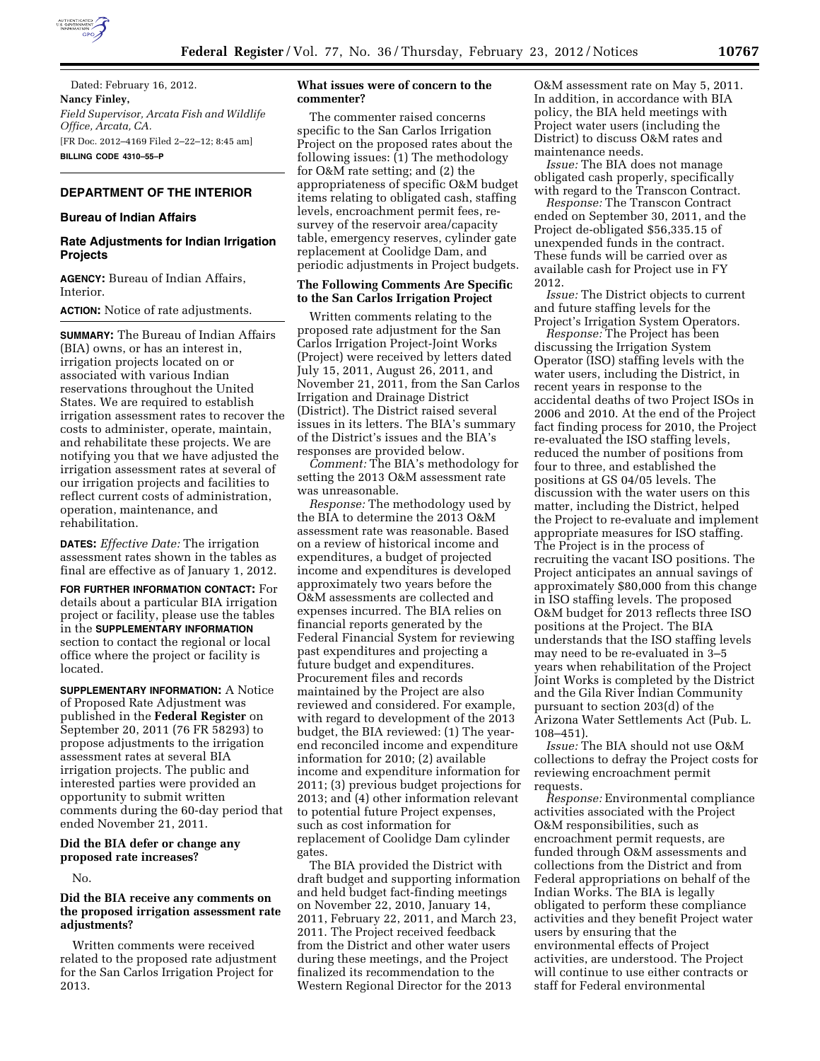Dated: February 16, 2012.

**Nancy Finley,**

*Field Supervisor, Arcata Fish and Wildlife Office, Arcata, CA.*

[FR Doc. 2012–4169 Filed 2–22–12; 8:45 am]

**BILLING CODE 4310–55–P**

## DEPARTMENT OF THE INTERIOR

### Bureau of Indian Affairs

### Rate Adjustments for Indian Irrigation Projects

**AGENCY:** Bureau of Indian Affairs, Interior.

**ACTION:** Notice of rate adjustments.

**SUMMARY:** The Bureau of Indian Affairs (BIA) owns, or has an interest in, irrigation projects located on or associated with various Indian reservations throughout the United States. We are required to establish irrigation assessment rates to recover the costs to administer, operate, maintain, and rehabilitate these projects. We are notifying you that we have adjusted the irrigation assessment rates at several of our irrigation projects and facilities to reflect current costs of administration, operation, maintenance, and rehabilitation.

**DATES:** *Effective Date:* The irrigation assessment rates shown in the tables as final are effective as of January 1, 2012.

**FOR FURTHER INFORMATION CONTACT:** For details about a particular BIA irrigation project or facility, please use the tables in the **SUPPLEMENTARY INFORMATION** section to contact the regional or local office where the project or facility is located.

**SUPPLEMENTARY INFORMATION:** A Notice of Proposed Rate Adjustment was published in the **Federal Register** on September 20, 2011 (76 FR 58293) to propose adjustments to the irrigation assessment rates at several BIA irrigation projects. The public and interested parties were provided an opportunity to submit written comments during the 60-day period that ended November 21, 2011.

#### Did the BIA defer or change any proposed rate increases?

No.

#### Did the BIA receive any comments on the proposed irrigation assessment rate adjustments?

Written comments were received related to the proposed rate adjustment for the San Carlos Irrigation Project for 2013.

#### What issues were of concern to the commenter?

The commenter raised concerns specific to the San Carlos Irrigation Project on the proposed rates about the following issues: (1) The methodology for O&M rate setting; and (2) the appropriateness of specific O&M budget items relating to obligated cash, staffing levels, encroachment permit fees, re-survey of the reservoir area/capacity table, emergency reserves, cylinder gate replacement at Coolidge Dam, and periodic adjustments in Project budgets.

#### The Following Comments Are Specific to the San Carlos Irrigation Project

Written comments relating to the proposed rate adjustment for the San Carlos Irrigation Project-Joint Works (Project) were received by letters dated July 15, 2011, August 26, 2011, and November 21, 2011, from the San Carlos Irrigation and Drainage District (District). The District raised several issues in its letters. The BIA's summary of the District's issues and the BIA's responses are provided below.

*Comment:* The BIA's methodology for setting the 2013 O&M assessment rate was unreasonable.

*Response:* The methodology used by the BIA to determine the 2013 O&M assessment rate was reasonable. Based on a review of historical income and expenditures, a budget of projected income and expenditures is developed approximately two years before the O&M assessments are collected and expenses incurred. The BIA relies on financial reports generated by the Federal Financial System for reviewing past expenditures and projecting a future budget and expenditures. Procurement files and records maintained by the Project are also reviewed and considered. For example, with regard to development of the 2013 budget, the BIA reviewed: (1) The year-end reconciled income and expenditure information for 2010; (2) available income and expenditure information for 2011; (3) previous budget projections for 2013; and (4) other information relevant to potential future Project expenses, such as cost information for replacement of Coolidge Dam cylinder gates.

The BIA provided the District with draft budget and supporting information and held budget fact-finding meetings on November 22, 2010, January 14, 2011, February 22, 2011, and March 23, 2011. The Project received feedback from the District and other water users during these meetings, and the Project finalized its recommendation to the Western Regional Director for the 2013 O&M assessment rate on May 5, 2011. In addition, in accordance with BIA policy, the BIA held meetings with Project water users (including the District) to discuss O&M rates and maintenance needs.

*Issue:* The BIA does not manage obligated cash properly, specifically with regard to the Transcon Contract.

*Response:* The Transcon Contract ended on September 30, 2011, and the Project de-obligated $56,335.15 of unexpended funds in the contract. These funds will be carried over as available cash for Project use in FY 2012.

*Issue:* The District objects to current and future staffing levels for the Project's Irrigation System Operators.

*Response:* The Project has been discussing the Irrigation System Operator (ISO) staffing levels with the water users, including the District, in recent years in response to the accidental deaths of two Project ISOs in 2006 and 2010. At the end of the Project fact finding process for 2010, the Project re-evaluated the ISO staffing levels, reduced the number of positions from four to three, and established the positions at GS 04/05 levels. The discussion with the water users on this matter, including the District, helped the Project to re-evaluate and implement appropriate measures for ISO staffing. The Project is in the process of recruiting the vacant ISO positions. The Project anticipates an annual savings of approximately $80,000 from this change in ISO staffing levels. The proposed O&M budget for 2013 reflects three ISO positions at the Project. The BIA understands that the ISO staffing levels may need to be re-evaluated in 3–5 years when rehabilitation of the Project Joint Works is completed by the District and the Gila River Indian Community pursuant to section 203(d) of the Arizona Water Settlements Act (Pub. L. 108–451).

*Issue:* The BIA should not use O&M collections to defray the Project costs for reviewing encroachment permit requests.

*Response:* Environmental compliance activities associated with the Project O&M responsibilities, such as encroachment permit requests, are funded through O&M assessments and collections from the District and from Federal appropriations on behalf of the Indian Works. The BIA is legally obligated to perform these compliance activities and they benefit Project water users by ensuring that the environmental effects of Project activities, are understood. The Project will continue to use either contracts or staff for Federal environmental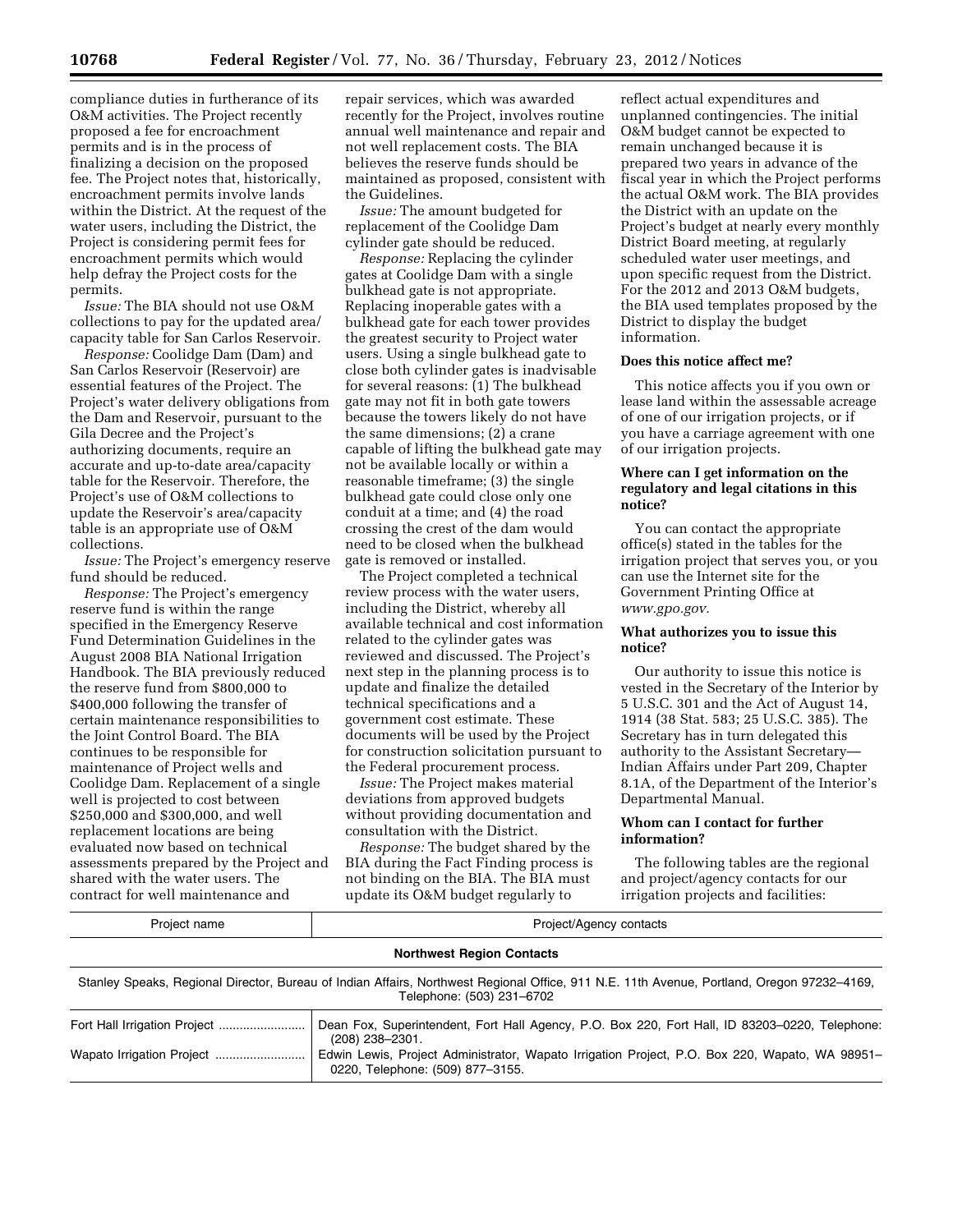compliance duties in furtherance of its O&M activities. The Project recently proposed a fee for encroachment permits and is in the process of finalizing a decision on the proposed fee. The Project notes that, historically, encroachment permits involve lands within the District. At the request of the water users, including the District, the Project is considering permit fees for encroachment permits which would help defray the Project costs for the permits.

*Issue:* The BIA should not use O&M collections to pay for the updated area/capacity table for San Carlos Reservoir.

*Response:* Coolidge Dam (Dam) and San Carlos Reservoir (Reservoir) are essential features of the Project. The Project's water delivery obligations from the Dam and Reservoir, pursuant to the Gila Decree and the Project's authorizing documents, require an accurate and up-to-date area/capacity table for the Reservoir. Therefore, the Project's use of O&M collections to update the Reservoir's area/capacity table is an appropriate use of O&M collections.

*Issue:* The Project's emergency reserve fund should be reduced.

*Response:* The Project's emergency reserve fund is within the range specified in the Emergency Reserve Fund Determination Guidelines in the August 2008 BIA National Irrigation Handbook. The BIA previously reduced the reserve fund from $800,000 to $400,000 following the transfer of certain maintenance responsibilities to the Joint Control Board. The BIA continues to be responsible for maintenance of Project wells and Coolidge Dam. Replacement of a single well is projected to cost between $250,000 and $300,000, and well replacement locations are being evaluated now based on technical assessments prepared by the Project and shared with the water users. The contract for well maintenance and repair services, which was awarded recently for the Project, involves routine annual well maintenance and repair and not well replacement costs. The BIA believes the reserve funds should be maintained as proposed, consistent with the Guidelines.

*Issue:* The amount budgeted for replacement of the Coolidge Dam cylinder gate should be reduced.

*Response:* Replacing the cylinder gates at Coolidge Dam with a single bulkhead gate is not appropriate. Replacing inoperable gates with a bulkhead gate for each tower provides the greatest security to Project water users. Using a single bulkhead gate to close both cylinder gates is inadvisable for several reasons: (1) The bulkhead gate may not fit in both gate towers because the towers likely do not have the same dimensions; (2) a crane capable of lifting the bulkhead gate may not be available locally or within a reasonable timeframe; (3) the single bulkhead gate could close only one conduit at a time; and (4) the road crossing the crest of the dam would need to be closed when the bulkhead gate is removed or installed.

The Project completed a technical review process with the water users, including the District, whereby all available technical and cost information related to the cylinder gates was reviewed and discussed. The Project's next step in the planning process is to update and finalize the detailed technical specifications and a government cost estimate. These documents will be used by the Project for construction solicitation pursuant to the Federal procurement process.

*Issue:* The Project makes material deviations from approved budgets without providing documentation and consultation with the District.

*Response:* The budget shared by the BIA during the Fact Finding process is not binding on the BIA. The BIA must update its O&M budget regularly to reflect actual expenditures and unplanned contingencies. The initial O&M budget cannot be expected to remain unchanged because it is prepared two years in advance of the fiscal year in which the Project performs the actual O&M work. The BIA provides the District with an update on the Project's budget at nearly every monthly District Board meeting, at regularly scheduled water user meetings, and upon specific request from the District. For the 2012 and 2013 O&M budgets, the BIA used templates proposed by the District to display the budget information.

### Does this notice affect me?

This notice affects you if you own or lease land within the assessable acreage of one of our irrigation projects, or if you have a carriage agreement with one of our irrigation projects.

### Where can I get information on the regulatory and legal citations in this notice?

You can contact the appropriate office(s) stated in the tables for the irrigation project that serves you, or you can use the Internet site for the Government Printing Office at *www.gpo.gov.*

### What authorizes you to issue this notice?

Our authority to issue this notice is vested in the Secretary of the Interior by 5 U.S.C. 301 and the Act of August 14, 1914 (38 Stat. 583; 25 U.S.C. 385). The Secretary has in turn delegated this authority to the Assistant Secretary—Indian Affairs under Part 209, Chapter 8.1A, of the Department of the Interior's Departmental Manual.

### Whom can I contact for further information?

The following tables are the regional and project/agency contacts for our irrigation projects and facilities:

| Project name | Project/Agency contacts |
|---|---|
| **Northwest Region Contacts** | |
| Stanley Speaks, Regional Director, Bureau of Indian Affairs, Northwest Regional Office, 911 N.E. 11th Avenue, Portland, Oregon 97232–4169, Telephone: (503) 231–6702 | |
| Fort Hall Irrigation Project | Dean Fox, Superintendent, Fort Hall Agency, P.O. Box 220, Fort Hall, ID 83203–0220, Telephone: (208) 238–2301. |
| Wapato Irrigation Project | Edwin Lewis, Project Administrator, Wapato Irrigation Project, P.O. Box 220, Wapato, WA 98951–0220, Telephone: (509) 877–3155. |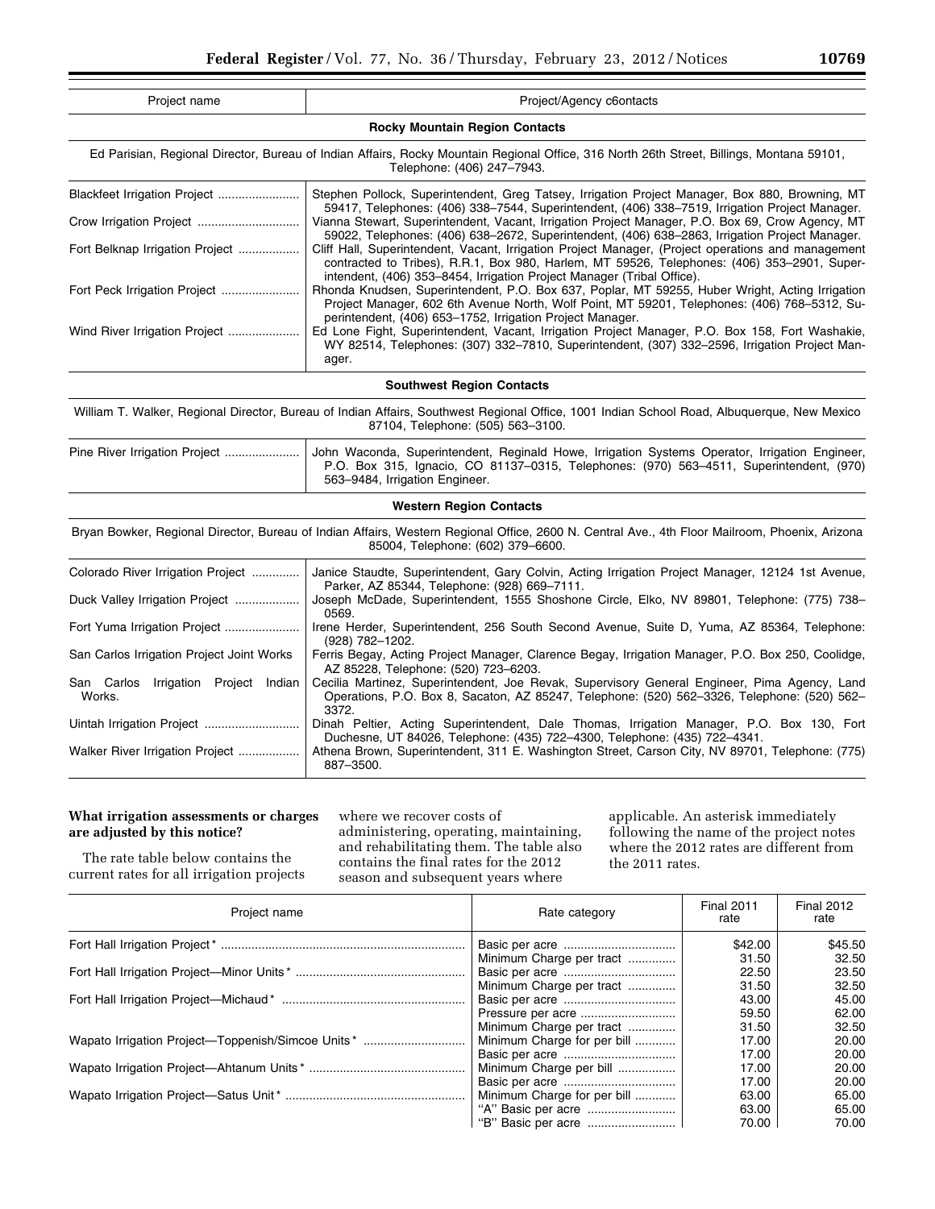| Project name | Project/Agency c6ontacts |
|---|---|
| **Rocky Mountain Region Contacts** | |
| Ed Parisian, Regional Director, Bureau of Indian Affairs, Rocky Mountain Regional Office, 316 North 26th Street, Billings, Montana 59101, Telephone: (406) 247–7943. | |
| Blackfeet Irrigation Project | Stephen Pollock, Superintendent, Greg Tatsey, Irrigation Project Manager, Box 880, Browning, MT 59417, Telephones: (406) 338–7544, Superintendent, (406) 338–7519, Irrigation Project Manager. |
| Crow Irrigation Project | Vianna Stewart, Superintendent, Vacant, Irrigation Project Manager, P.O. Box 69, Crow Agency, MT 59022, Telephones: (406) 638–2672, Superintendent, (406) 638–2863, Irrigation Project Manager. |
| Fort Belknap Irrigation Project | Cliff Hall, Superintendent, Vacant, Irrigation Project Manager, (Project operations and management contracted to Tribes), R.R.1, Box 980, Harlem, MT 59526, Telephones: (406) 353–2901, Superintendent, (406) 353–8454, Irrigation Project Manager (Tribal Office). |
| Fort Peck Irrigation Project | Rhonda Knudsen, Superintendent, P.O. Box 637, Poplar, MT 59255, Huber Wright, Acting Irrigation Project Manager, 602 6th Avenue North, Wolf Point, MT 59201, Telephones: (406) 768–5312, Superintendent, (406) 653–1752, Irrigation Project Manager. |
| Wind River Irrigation Project | Ed Lone Fight, Superintendent, Vacant, Irrigation Project Manager, P.O. Box 158, Fort Washakie, WY 82514, Telephones: (307) 332–7810, Superintendent, (307) 332–2596, Irrigation Project Manager. |
| **Southwest Region Contacts** | |
| William T. Walker, Regional Director, Bureau of Indian Affairs, Southwest Regional Office, 1001 Indian School Road, Albuquerque, New Mexico 87104, Telephone: (505) 563–3100. | |
| Pine River Irrigation Project | John Waconda, Superintendent, Reginald Howe, Irrigation Systems Operator, Irrigation Engineer, P.O. Box 315, Ignacio, CO 81137–0315, Telephones: (970) 563–4511, Superintendent, (970) 563–9484, Irrigation Engineer. |
| **Western Region Contacts** | |
| Bryan Bowker, Regional Director, Bureau of Indian Affairs, Western Regional Office, 2600 N. Central Ave., 4th Floor Mailroom, Phoenix, Arizona 85004, Telephone: (602) 379–6600. | |
| Colorado River Irrigation Project | Janice Staudte, Superintendent, Gary Colvin, Acting Irrigation Project Manager, 12124 1st Avenue, Parker, AZ 85344, Telephone: (928) 669–7111. |
| Duck Valley Irrigation Project | Joseph McDade, Superintendent, 1555 Shoshone Circle, Elko, NV 89801, Telephone: (775) 738–0569. |
| Fort Yuma Irrigation Project | Irene Herder, Superintendent, 256 South Second Avenue, Suite D, Yuma, AZ 85364, Telephone: (928) 782–1202. |
| San Carlos Irrigation Project Joint Works | Ferris Begay, Acting Project Manager, Clarence Begay, Irrigation Manager, P.O. Box 250, Coolidge, AZ 85228, Telephone: (520) 723–6203. |
| San Carlos Irrigation Project Indian Works. | Cecilia Martinez, Superintendent, Joe Revak, Supervisory General Engineer, Pima Agency, Land Operations, P.O. Box 8, Sacaton, AZ 85247, Telephone: (520) 562–3326, Telephone: (520) 562–3372. |
| Uintah Irrigation Project | Dinah Peltier, Acting Superintendent, Dale Thomas, Irrigation Manager, P.O. Box 130, Fort Duchesne, UT 84026, Telephone: (435) 722–4300, Telephone: (435) 722–4341. |
| Walker River Irrigation Project | Athena Brown, Superintendent, 311 E. Washington Street, Carson City, NV 89701, Telephone: (775) 887–3500. |

**What irrigation assessments or charges are adjusted by this notice?**

The rate table below contains the current rates for all irrigation projects where we recover costs of administering, operating, maintaining, and rehabilitating them. The table also contains the final rates for the 2012 season and subsequent years where applicable. An asterisk immediately following the name of the project notes where the 2012 rates are different from the 2011 rates.

| Project name | Rate category | Final 2011 rate | Final 2012 rate |
|---|---|---|---|
| Fort Hall Irrigation Project* | Basic per acre | $42.00 | $45.50 |
| | Minimum Charge per tract | 31.50 | 32.50 |
| Fort Hall Irrigation Project—Minor Units* | Basic per acre | 22.50 | 23.50 |
| | Minimum Charge per tract | 31.50 | 32.50 |
| Fort Hall Irrigation Project—Michaud* | Basic per acre | 43.00 | 45.00 |
| | Pressure per acre | 59.50 | 62.00 |
| | Minimum Charge per tract | 31.50 | 32.50 |
| Wapato Irrigation Project—Toppenish/Simcoe Units* | Minimum Charge for per bill | 17.00 | 20.00 |
| | Basic per acre | 17.00 | 20.00 |
| Wapato Irrigation Project—Ahtanum Units* | Minimum Charge per bill | 17.00 | 20.00 |
| | Basic per acre | 17.00 | 20.00 |
| Wapato Irrigation Project—Satus Unit* | Minimum Charge for per bill | 63.00 | 65.00 |
| | "A" Basic per acre | 63.00 | 65.00 |
| | "B" Basic per acre | 70.00 | 70.00 |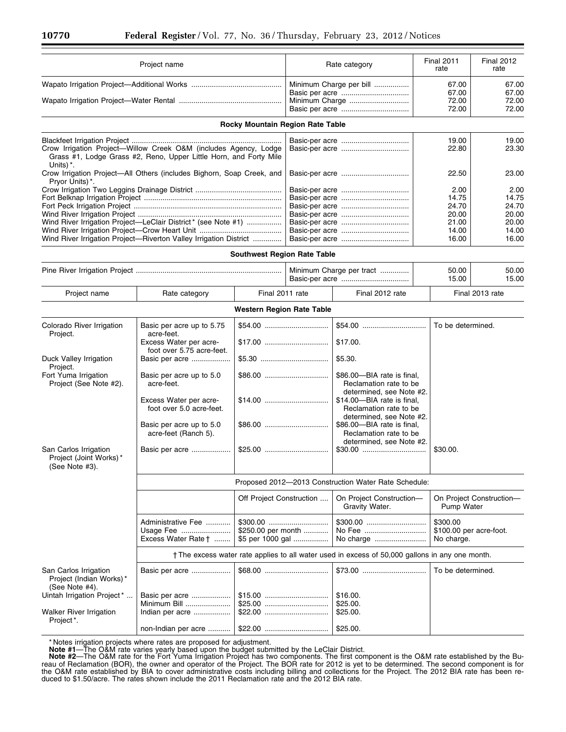| Project name | Rate category | Final 2011 rate | Final 2012 rate |
|---|---|---|---|
| Wapato Irrigation Project—Additional Works | Minimum Charge per bill | 67.00 | 67.00 |
| | Basic per acre | 67.00 | 67.00 |
| Wapato Irrigation Project—Water Rental | Minimum Charge | 72.00 | 72.00 |
| | Basic per acre | 72.00 | 72.00 |
| **Rocky Mountain Region Rate Table** | | | |
| Blackfeet Irrigation Project | Basic-per acre | 19.00 | 19.00 |
| Crow Irrigation Project—Willow Creek O&M (includes Agency, Lodge Grass #1, Lodge Grass #2, Reno, Upper Little Horn, and Forty Mile Units)*. | Basic-per acre | 22.80 | 23.30 |
| Crow Irrigation Project—All Others (includes Bighorn, Soap Creek, and Pryor Units)*. | Basic-per acre | 22.50 | 23.00 |
| Crow Irrigation Two Leggins Drainage District | Basic-per acre | 2.00 | 2.00 |
| Fort Belknap Irrigation Project | Basic-per acre | 14.75 | 14.75 |
| Fort Peck Irrigation Project | Basic-per acre | 24.70 | 24.70 |
| Wind River Irrigation Project | Basic-per acre | 20.00 | 20.00 |
| Wind River Irrigation Project—LeClair District* (see Note #1) | Basic-per acre | 21.00 | 20.00 |
| Wind River Irrigation Project—Crow Heart Unit | Basic-per acre | 14.00 | 14.00 |
| Wind River Irrigation Project—Riverton Valley Irrigation District | Basic-per acre | 16.00 | 16.00 |
| **Southwest Region Rate Table** | | | |
| Pine River Irrigation Project | Minimum Charge per tract | 50.00 | 50.00 |
| | Basic-per acre | 15.00 | 15.00 |

| Project name | Rate category | Final 2011 rate | Final 2012 rate | Final 2013 rate |
|---|---|---|---|---|
| **Western Region Rate Table** | | | | |
| Colorado River Irrigation Project. | Basic per acre up to 5.75 acre-feet. | $54.00 | $54.00 | To be determined. |
| | Excess Water per acre-foot over 5.75 acre-feet. | $17.00 | $17.00. | |
| Duck Valley Irrigation Project. | Basic per acre | $5.30 | $5.30. | |
| Fort Yuma Irrigation Project (See Note #2). | Basic per acre up to 5.0 acre-feet. | $86.00 | $86.00—BIA rate is final, Reclamation rate to be determined, see Note #2. | |
| | Excess Water per acre-foot over 5.0 acre-feet. | $14.00 | $14.00—BIA rate is final, Reclamation rate to be determined, see Note #2. | |
| | Basic per acre up to 5.0 acre-feet (Ranch 5). | $86.00 | $86.00—BIA rate is final, Reclamation rate to be determined, see Note #2. | |
| San Carlos Irrigation Project (Joint Works)* (See Note #3). | Basic per acre | $25.00 | $30.00 | $30.00. |
| | Proposed 2012—2013 Construction Water Rate Schedule: | | | |
| | | Off Project Construction | On Project Construction—Gravity Water. | On Project Construction—Pump Water |
| | Administrative Fee | $300.00 | $300.00 | $300.00 |
| | Usage Fee | $250.00 per month | No Fee | $100.00 per acre-foot. |
| | Excess Water Rate † | $5 per 1000 gal | No charge | No charge. |
| | † The excess water rate applies to all water used in excess of 50,000 gallons in any one month. | | | |
| San Carlos Irrigation Project (Indian Works)* (See Note #4). | Basic per acre | $68.00 | $73.00 | To be determined. |
| Uintah Irrigation Project* | Basic per acre | $15.00 | $16.00. | |
| | Minimum Bill | $25.00 | $25.00. | |
| Walker River Irrigation Project*. | Indian per acre | $22.00 | $25.00. | |
| | non-Indian per acre | $22.00 | $25.00. | |

* Notes irrigation projects where rates are proposed for adjustment.

**Note #1**—The O&M rate varies yearly based upon the budget submitted by the LeClair District.

**Note #2**—The O&M rate for the Fort Yuma Irrigation Project has two components. The first component is the O&M rate established by the Bureau of Reclamation (BOR), the owner and operator of the Project. The BOR rate for 2012 is yet to be determined. The second component is for the O&M rate established by BIA to cover administrative costs including billing and collections for the Project. The 2012 BIA rate has been reduced to $1.50/acre. The rates shown include the 2011 Reclamation rate and the 2012 BIA rate.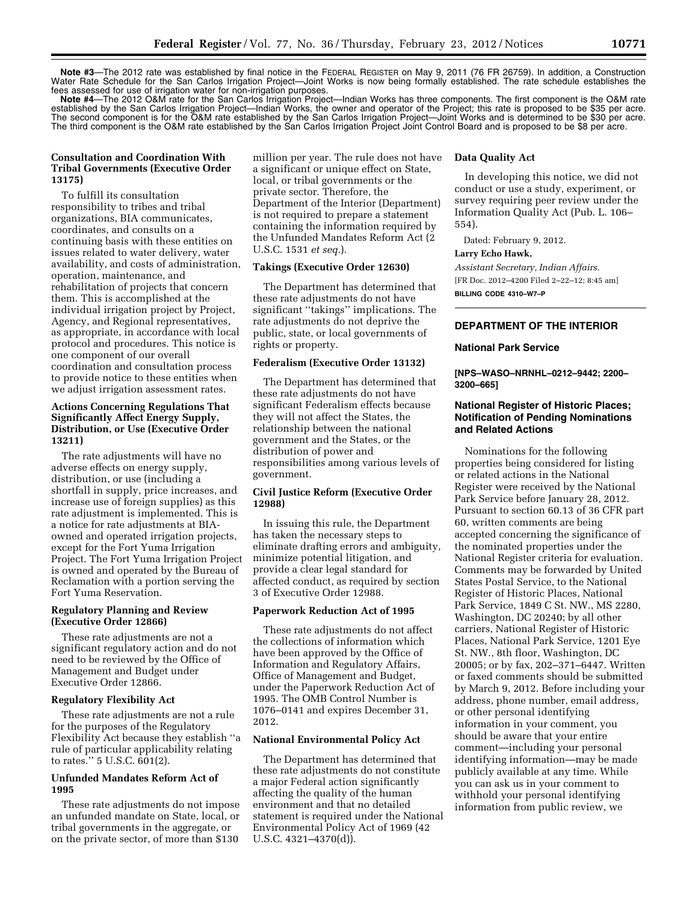**Note #3**—The 2012 rate was established by final notice in the FEDERAL REGISTER on May 9, 2011 (76 FR 26759). In addition, a Construction Water Rate Schedule for the San Carlos Irrigation Project—Joint Works is now being formally established. The rate schedule establishes the fees assessed for use of irrigation water for non-irrigation purposes.

**Note #4**—The 2012 O&M rate for the San Carlos Irrigation Project—Indian Works has three components. The first component is the O&M rate established by the San Carlos Irrigation Project—Indian Works, the owner and operator of the Project; this rate is proposed to be $35 per acre. The second component is for the O&M rate established by the San Carlos Irrigation Project—Joint Works and is determined to be $30 per acre. The third component is the O&M rate established by the San Carlos Irrigation Project Joint Control Board and is proposed to be $8 per acre.

### Consultation and Coordination With Tribal Governments (Executive Order 13175)

To fulfill its consultation responsibility to tribes and tribal organizations, BIA communicates, coordinates, and consults on a continuing basis with these entities on issues related to water delivery, water availability, and costs of administration, operation, maintenance, and rehabilitation of projects that concern them. This is accomplished at the individual irrigation project by Project, Agency, and Regional representatives, as appropriate, in accordance with local protocol and procedures. This notice is one component of our overall coordination and consultation process to provide notice to these entities when we adjust irrigation assessment rates.

### Actions Concerning Regulations That Significantly Affect Energy Supply, Distribution, or Use (Executive Order 13211)

The rate adjustments will have no adverse effects on energy supply, distribution, or use (including a shortfall in supply, price increases, and increase use of foreign supplies) as this rate adjustment is implemented. This is a notice for rate adjustments at BIA-owned and operated irrigation projects, except for the Fort Yuma Irrigation Project. The Fort Yuma Irrigation Project is owned and operated by the Bureau of Reclamation with a portion serving the Fort Yuma Reservation.

### Regulatory Planning and Review (Executive Order 12866)

These rate adjustments are not a significant regulatory action and do not need to be reviewed by the Office of Management and Budget under Executive Order 12866.

### Regulatory Flexibility Act

These rate adjustments are not a rule for the purposes of the Regulatory Flexibility Act because they establish ''a rule of particular applicability relating to rates.'' 5 U.S.C. 601(2).

### Unfunded Mandates Reform Act of 1995

These rate adjustments do not impose an unfunded mandate on State, local, or tribal governments in the aggregate, or on the private sector, of more than $130 million per year. The rule does not have a significant or unique effect on State, local, or tribal governments or the private sector. Therefore, the Department of the Interior (Department) is not required to prepare a statement containing the information required by the Unfunded Mandates Reform Act (2 U.S.C. 1531 *et seq.*).

### Takings (Executive Order 12630)

The Department has determined that these rate adjustments do not have significant ''takings'' implications. The rate adjustments do not deprive the public, state, or local governments of rights or property.

### Federalism (Executive Order 13132)

The Department has determined that these rate adjustments do not have significant Federalism effects because they will not affect the States, the relationship between the national government and the States, or the distribution of power and responsibilities among various levels of government.

### Civil Justice Reform (Executive Order 12988)

In issuing this rule, the Department has taken the necessary steps to eliminate drafting errors and ambiguity, minimize potential litigation, and provide a clear legal standard for affected conduct, as required by section 3 of Executive Order 12988.

### Paperwork Reduction Act of 1995

These rate adjustments do not affect the collections of information which have been approved by the Office of Information and Regulatory Affairs, Office of Management and Budget, under the Paperwork Reduction Act of 1995. The OMB Control Number is 1076–0141 and expires December 31, 2012.

### National Environmental Policy Act

The Department has determined that these rate adjustments do not constitute a major Federal action significantly affecting the quality of the human environment and that no detailed statement is required under the National Environmental Policy Act of 1969 (42 U.S.C. 4321–4370(d)).

### Data Quality Act

In developing this notice, we did not conduct or use a study, experiment, or survey requiring peer review under the Information Quality Act (Pub. L. 106–554).

Dated: February 9, 2012.

**Larry Echo Hawk,**

*Assistant Secretary, Indian Affairs.*

[FR Doc. 2012–4200 Filed 2–22–12; 8:45 am]

**BILLING CODE 4310–W7–P**

## DEPARTMENT OF THE INTERIOR

### National Park Service

**[NPS–WASO–NRNHL–0212–9442; 2200–3200–665]**

### National Register of Historic Places; Notification of Pending Nominations and Related Actions

Nominations for the following properties being considered for listing or related actions in the National Register were received by the National Park Service before January 28, 2012. Pursuant to section 60.13 of 36 CFR part 60, written comments are being accepted concerning the significance of the nominated properties under the National Register criteria for evaluation. Comments may be forwarded by United States Postal Service, to the National Register of Historic Places, National Park Service, 1849 C St. NW., MS 2280, Washington, DC 20240; by all other carriers, National Register of Historic Places, National Park Service, 1201 Eye St. NW., 8th floor, Washington, DC 20005; or by fax, 202–371–6447. Written or faxed comments should be submitted by March 9, 2012. Before including your address, phone number, email address, or other personal identifying information in your comment, you should be aware that your entire comment—including your personal identifying information—may be made publicly available at any time. While you can ask us in your comment to withhold your personal identifying information from public review, we